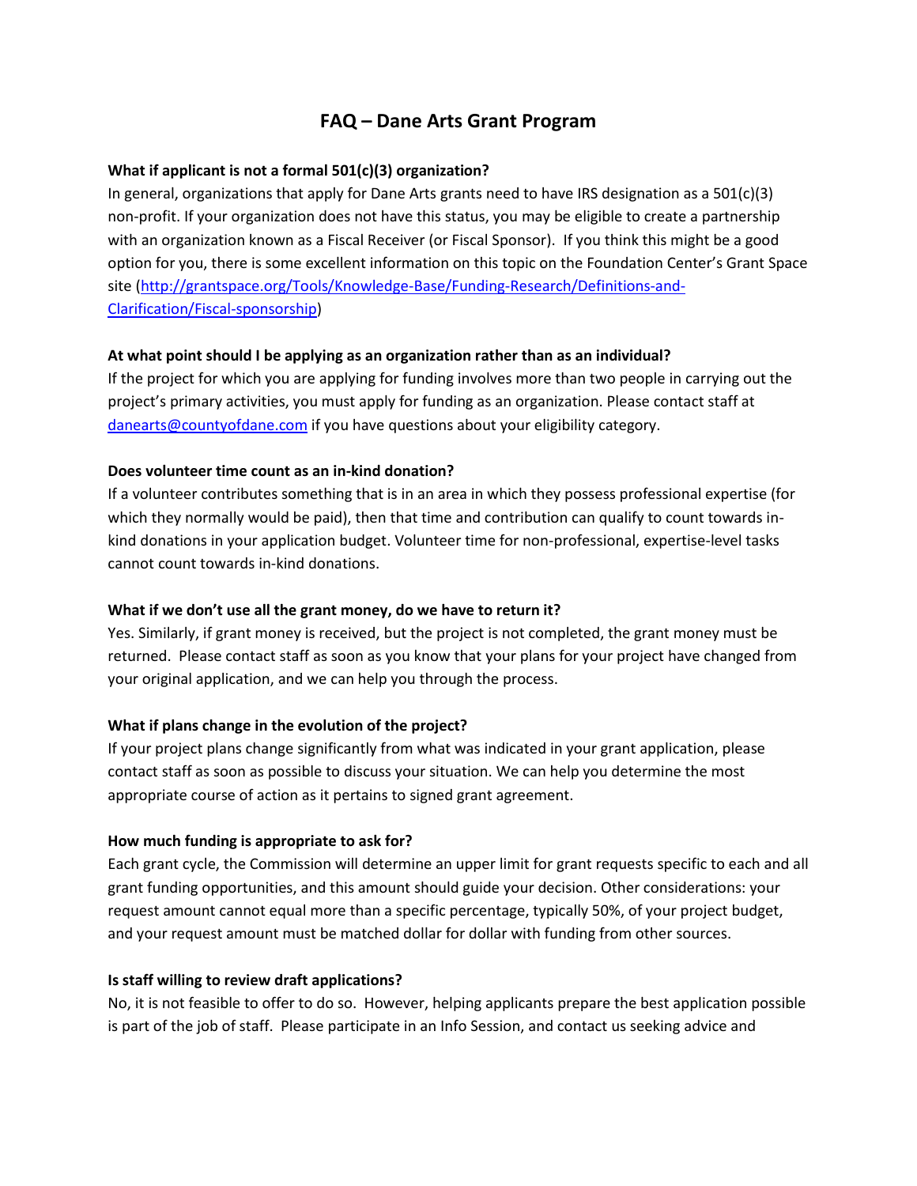# FAQ – Dane Arts Grant Program

**What if applicant is not a formal 501(c)(3) organization?**

In general, organizations that apply for Dane Arts grants need to have IRS designation as a 501(c)(3) non-profit. If your organization does not have this status, you may be eligible to create a partnership with an organization known as a Fiscal Receiver (or Fiscal Sponsor). If you think this might be a good option for you, there is some excellent information on this topic on the Foundation Center's Grant Space site (http://grantspace.org/Tools/Knowledge-Base/Funding-Research/Definitions-and-Clarification/Fiscal-sponsorship)

**At what point should I be applying as an organization rather than as an individual?**

If the project for which you are applying for funding involves more than two people in carrying out the project's primary activities, you must apply for funding as an organization. Please contact staff at danearts@countyofdane.com if you have questions about your eligibility category.

**Does volunteer time count as an in-kind donation?**

If a volunteer contributes something that is in an area in which they possess professional expertise (for which they normally would be paid), then that time and contribution can qualify to count towards in-kind donations in your application budget. Volunteer time for non-professional, expertise-level tasks cannot count towards in-kind donations.

**What if we don't use all the grant money, do we have to return it?**

Yes. Similarly, if grant money is received, but the project is not completed, the grant money must be returned. Please contact staff as soon as you know that your plans for your project have changed from your original application, and we can help you through the process.

**What if plans change in the evolution of the project?**

If your project plans change significantly from what was indicated in your grant application, please contact staff as soon as possible to discuss your situation. We can help you determine the most appropriate course of action as it pertains to signed grant agreement.

**How much funding is appropriate to ask for?**

Each grant cycle, the Commission will determine an upper limit for grant requests specific to each and all grant funding opportunities, and this amount should guide your decision. Other considerations: your request amount cannot equal more than a specific percentage, typically 50%, of your project budget, and your request amount must be matched dollar for dollar with funding from other sources.

**Is staff willing to review draft applications?**

No, it is not feasible to offer to do so. However, helping applicants prepare the best application possible is part of the job of staff. Please participate in an Info Session, and contact us seeking advice and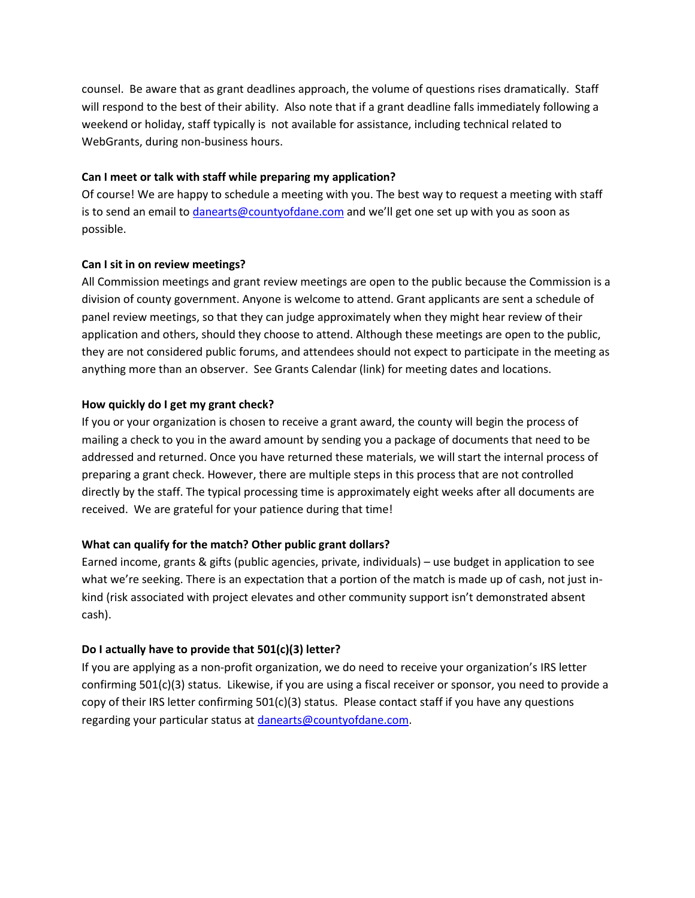counsel. Be aware that as grant deadlines approach, the volume of questions rises dramatically. Staff will respond to the best of their ability. Also note that if a grant deadline falls immediately following a weekend or holiday, staff typically is not available for assistance, including technical related to WebGrants, during non-business hours.

**Can I meet or talk with staff while preparing my application?**

Of course! We are happy to schedule a meeting with you. The best way to request a meeting with staff is to send an email to [danearts@countyofdane.com](mailto:danearts@countyofdane.com) and we'll get one set up with you as soon as possible.

**Can I sit in on review meetings?**

All Commission meetings and grant review meetings are open to the public because the Commission is a division of county government. Anyone is welcome to attend. Grant applicants are sent a schedule of panel review meetings, so that they can judge approximately when they might hear review of their application and others, should they choose to attend. Although these meetings are open to the public, they are not considered public forums, and attendees should not expect to participate in the meeting as anything more than an observer. See Grants Calendar (link) for meeting dates and locations.

**How quickly do I get my grant check?**

If you or your organization is chosen to receive a grant award, the county will begin the process of mailing a check to you in the award amount by sending you a package of documents that need to be addressed and returned. Once you have returned these materials, we will start the internal process of preparing a grant check. However, there are multiple steps in this process that are not controlled directly by the staff. The typical processing time is approximately eight weeks after all documents are received. We are grateful for your patience during that time!

**What can qualify for the match? Other public grant dollars?**

Earned income, grants & gifts (public agencies, private, individuals) – use budget in application to see what we're seeking. There is an expectation that a portion of the match is made up of cash, not just in-kind (risk associated with project elevates and other community support isn't demonstrated absent cash).

**Do I actually have to provide that 501(c)(3) letter?**

If you are applying as a non-profit organization, we do need to receive your organization's IRS letter confirming 501(c)(3) status. Likewise, if you are using a fiscal receiver or sponsor, you need to provide a copy of their IRS letter confirming 501(c)(3) status. Please contact staff if you have any questions regarding your particular status at [danearts@countyofdane.com](mailto:danearts@countyofdane.com).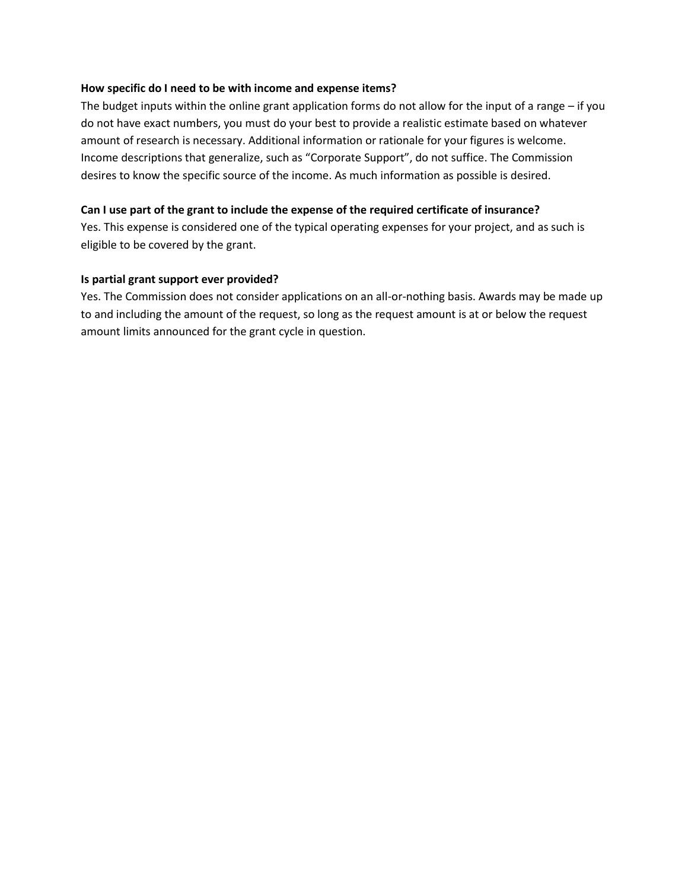**How specific do I need to be with income and expense items?**

The budget inputs within the online grant application forms do not allow for the input of a range – if you do not have exact numbers, you must do your best to provide a realistic estimate based on whatever amount of research is necessary. Additional information or rationale for your figures is welcome. Income descriptions that generalize, such as "Corporate Support", do not suffice. The Commission desires to know the specific source of the income. As much information as possible is desired.

**Can I use part of the grant to include the expense of the required certificate of insurance?**

Yes. This expense is considered one of the typical operating expenses for your project, and as such is eligible to be covered by the grant.

**Is partial grant support ever provided?**

Yes. The Commission does not consider applications on an all-or-nothing basis. Awards may be made up to and including the amount of the request, so long as the request amount is at or below the request amount limits announced for the grant cycle in question.